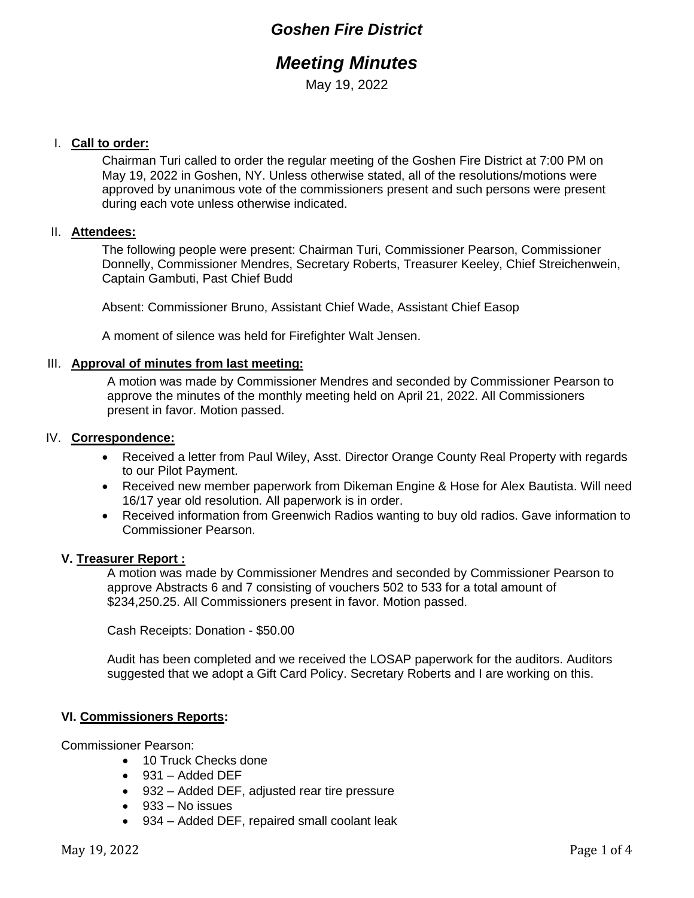# *Goshen Fire District*

# *Meeting Minutes*

May 19, 2022

## I. Call to order:

Chairman Turi called to order the regular meeting of the Goshen Fire District at 7:00 PM on May 19, 2022 in Goshen, NY. Unless otherwise stated, all of the resolutions/motions were approved by unanimous vote of the commissioners present and such persons were present during each vote unless otherwise indicated.

## II. Attendees:

The following people were present: Chairman Turi, Commissioner Pearson, Commissioner Donnelly, Commissioner Mendres, Secretary Roberts, Treasurer Keeley, Chief Streichenwein, Captain Gambuti, Past Chief Budd

Absent: Commissioner Bruno, Assistant Chief Wade, Assistant Chief Easop

A moment of silence was held for Firefighter Walt Jensen.

## III. Approval of minutes from last meeting:

A motion was made by Commissioner Mendres and seconded by Commissioner Pearson to approve the minutes of the monthly meeting held on April 21, 2022. All Commissioners present in favor. Motion passed.

## IV. Correspondence:

- Received a letter from Paul Wiley, Asst. Director Orange County Real Property with regards to our Pilot Payment.
- Received new member paperwork from Dikeman Engine & Hose for Alex Bautista. Will need 16/17 year old resolution. All paperwork is in order.
- Received information from Greenwich Radios wanting to buy old radios. Gave information to Commissioner Pearson.

## V. Treasurer Report :

A motion was made by Commissioner Mendres and seconded by Commissioner Pearson to approve Abstracts 6 and 7 consisting of vouchers 502 to 533 for a total amount of $234,250.25. All Commissioners present in favor. Motion passed.

Cash Receipts: Donation - $50.00

Audit has been completed and we received the LOSAP paperwork for the auditors. Auditors suggested that we adopt a Gift Card Policy. Secretary Roberts and I are working on this.

## VI. Commissioners Reports:

Commissioner Pearson:

- 10 Truck Checks done
- 931 – Added DEF
- 932 – Added DEF, adjusted rear tire pressure
- 933 – No issues
- 934 – Added DEF, repaired small coolant leak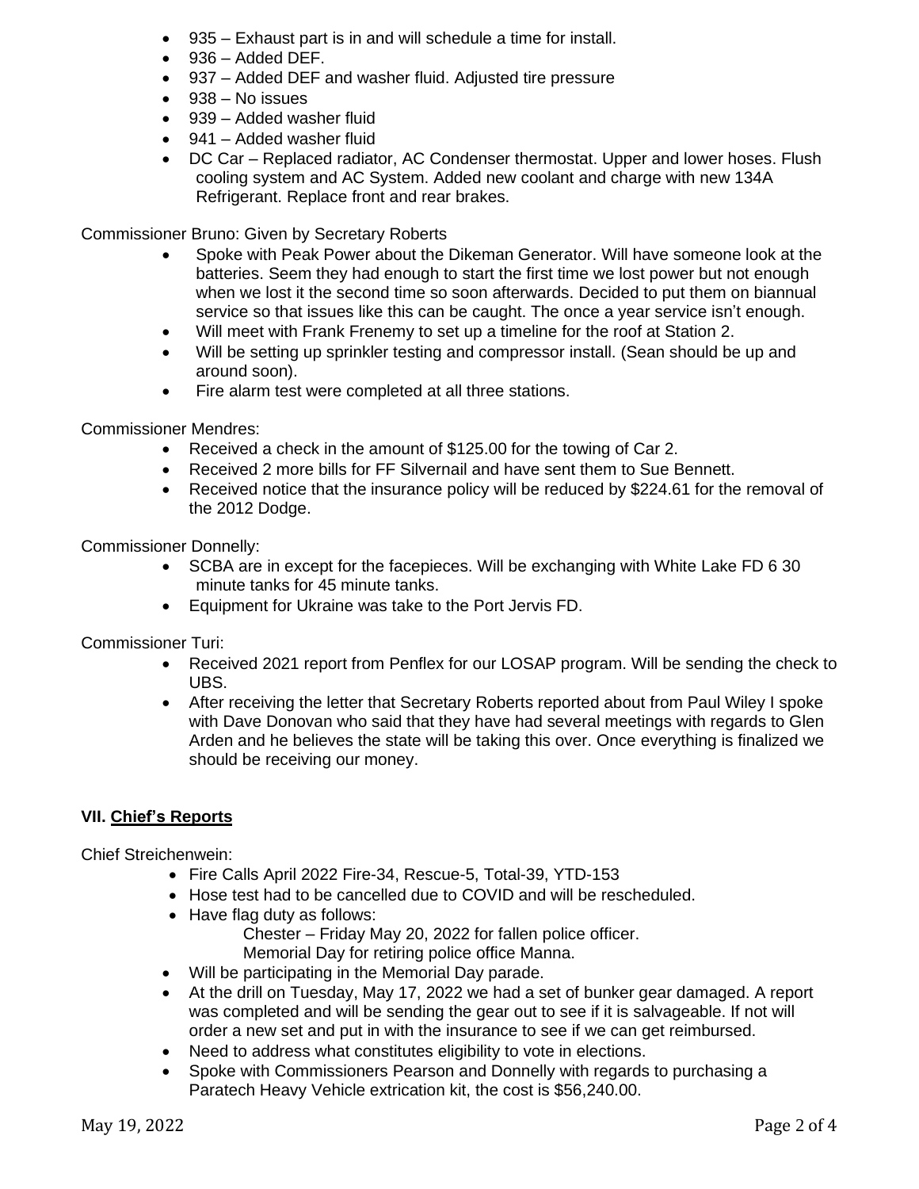- 935 – Exhaust part is in and will schedule a time for install.
- 936 – Added DEF.
- 937 – Added DEF and washer fluid. Adjusted tire pressure
- 938 – No issues
- 939 – Added washer fluid
- 941 – Added washer fluid
- DC Car – Replaced radiator, AC Condenser thermostat. Upper and lower hoses. Flush cooling system and AC System. Added new coolant and charge with new 134A Refrigerant. Replace front and rear brakes.

Commissioner Bruno: Given by Secretary Roberts

- Spoke with Peak Power about the Dikeman Generator. Will have someone look at the batteries. Seem they had enough to start the first time we lost power but not enough when we lost it the second time so soon afterwards. Decided to put them on biannual service so that issues like this can be caught. The once a year service isn't enough.
- Will meet with Frank Frenemy to set up a timeline for the roof at Station 2.
- Will be setting up sprinkler testing and compressor install. (Sean should be up and around soon).
- Fire alarm test were completed at all three stations.

Commissioner Mendres:

- Received a check in the amount of $125.00 for the towing of Car 2.
- Received 2 more bills for FF Silvernail and have sent them to Sue Bennett.
- Received notice that the insurance policy will be reduced by $224.61 for the removal of the 2012 Dodge.

Commissioner Donnelly:

- SCBA are in except for the facepieces. Will be exchanging with White Lake FD 6 30 minute tanks for 45 minute tanks.
- Equipment for Ukraine was take to the Port Jervis FD.

Commissioner Turi:

- Received 2021 report from Penflex for our LOSAP program. Will be sending the check to UBS.
- After receiving the letter that Secretary Roberts reported about from Paul Wiley I spoke with Dave Donovan who said that they have had several meetings with regards to Glen Arden and he believes the state will be taking this over. Once everything is finalized we should be receiving our money.

## VII. Chief's Reports

Chief Streichenwein:

- Fire Calls April 2022 Fire-34, Rescue-5, Total-39, YTD-153
- Hose test had to be cancelled due to COVID and will be rescheduled.
- Have flag duty as follows:
  - Chester – Friday May 20, 2022 for fallen police officer.
  - Memorial Day for retiring police office Manna.
- Will be participating in the Memorial Day parade.
- At the drill on Tuesday, May 17, 2022 we had a set of bunker gear damaged. A report was completed and will be sending the gear out to see if it is salvageable. If not will order a new set and put in with the insurance to see if we can get reimbursed.
- Need to address what constitutes eligibility to vote in elections.
- Spoke with Commissioners Pearson and Donnelly with regards to purchasing a Paratech Heavy Vehicle extrication kit, the cost is $56,240.00.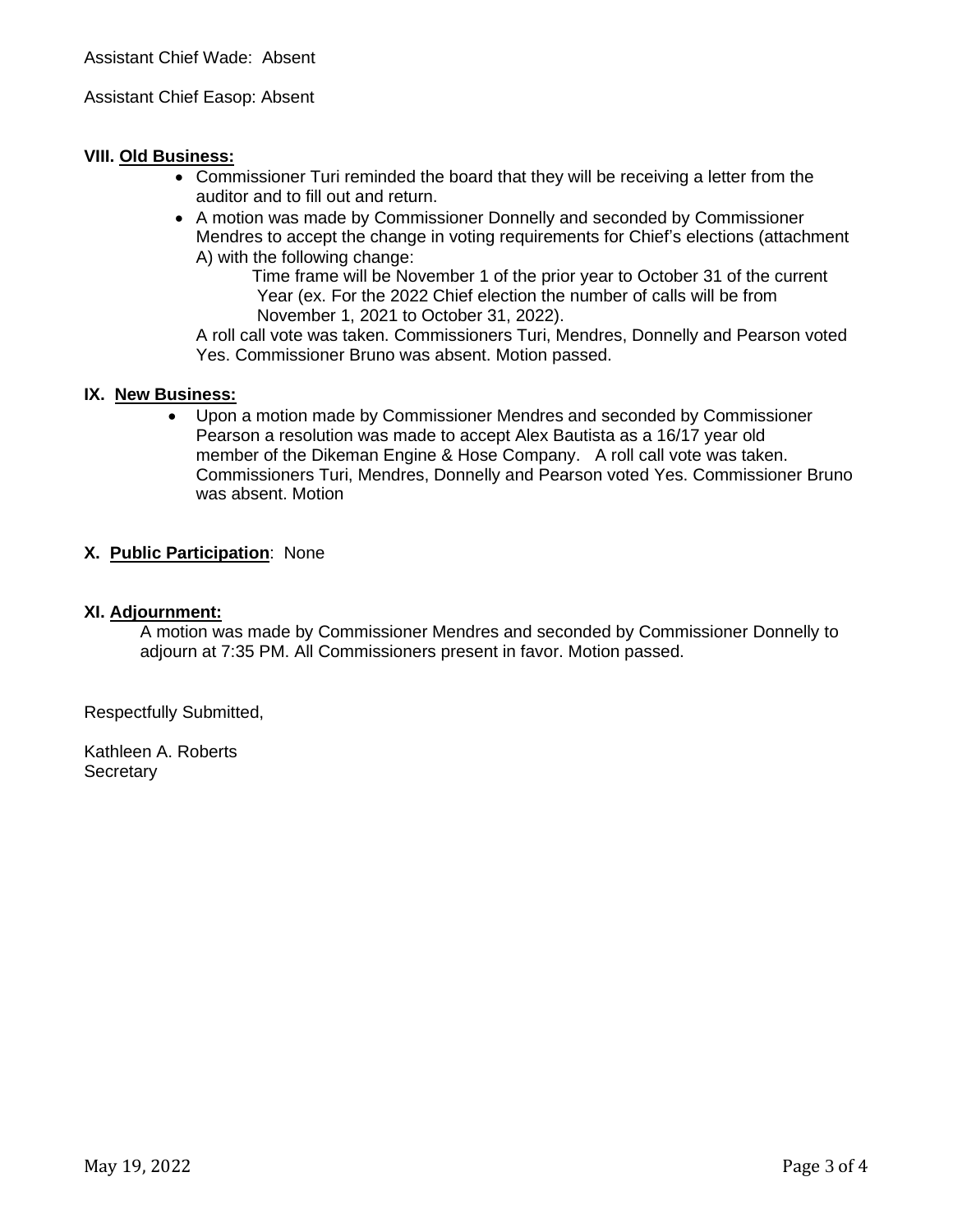Assistant Chief Wade: Absent

Assistant Chief Easop: Absent

## VIII. Old Business:

- Commissioner Turi reminded the board that they will be receiving a letter from the auditor and to fill out and return.
- A motion was made by Commissioner Donnelly and seconded by Commissioner Mendres to accept the change in voting requirements for Chief's elections (attachment A) with the following change:

  Time frame will be November 1 of the prior year to October 31 of the current Year (ex. For the 2022 Chief election the number of calls will be from November 1, 2021 to October 31, 2022).

  A roll call vote was taken. Commissioners Turi, Mendres, Donnelly and Pearson voted Yes. Commissioner Bruno was absent. Motion passed.

## IX. New Business:

- Upon a motion made by Commissioner Mendres and seconded by Commissioner Pearson a resolution was made to accept Alex Bautista as a 16/17 year old member of the Dikeman Engine & Hose Company. A roll call vote was taken. Commissioners Turi, Mendres, Donnelly and Pearson voted Yes. Commissioner Bruno was absent. Motion

## X. Public Participation: None

## XI. Adjournment:

A motion was made by Commissioner Mendres and seconded by Commissioner Donnelly to adjourn at 7:35 PM. All Commissioners present in favor. Motion passed.

Respectfully Submitted,

Kathleen A. Roberts
Secretary

May 19, 2022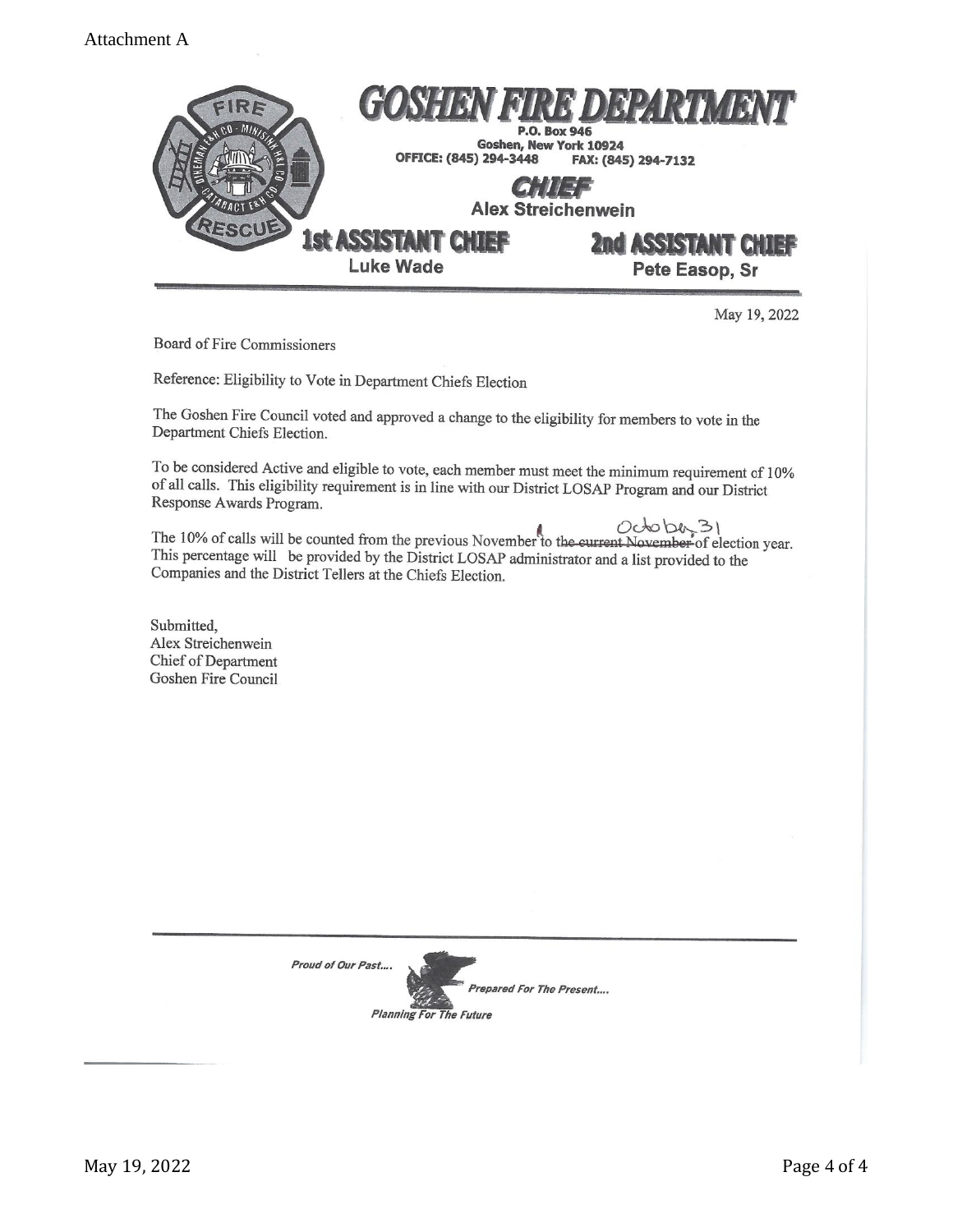Attachment A

# GOSHEN FIRE DEPARTMENT

P.O. Box 946
Goshen, New York 10924
OFFICE: (845) 294-3448 FAX: (845) 294-7132

**CHIEF**
Alex Streichenwein

**1st ASSISTANT CHIEF**
Luke Wade

**2nd ASSISTANT CHIEF**
Pete Easop, Sr

May 19, 2022

Board of Fire Commissioners

Reference: Eligibility to Vote in Department Chiefs Election

The Goshen Fire Council voted and approved a change to the eligibility for members to vote in the Department Chiefs Election.

To be considered Active and eligible to vote, each member must meet the minimum requirement of 10% of all calls. This eligibility requirement is in line with our District LOSAP Program and our District Response Awards Program.

The 10% of calls will be counted from the previous November 1 to ~~the current November~~ October 31 of election year. This percentage will be provided by the District LOSAP administrator and a list provided to the Companies and the District Tellers at the Chiefs Election.

Submitted,
Alex Streichenwein
Chief of Department
Goshen Fire Council

*Proud of Our Past....*
*Prepared For The Present....*
*Planning For The Future*